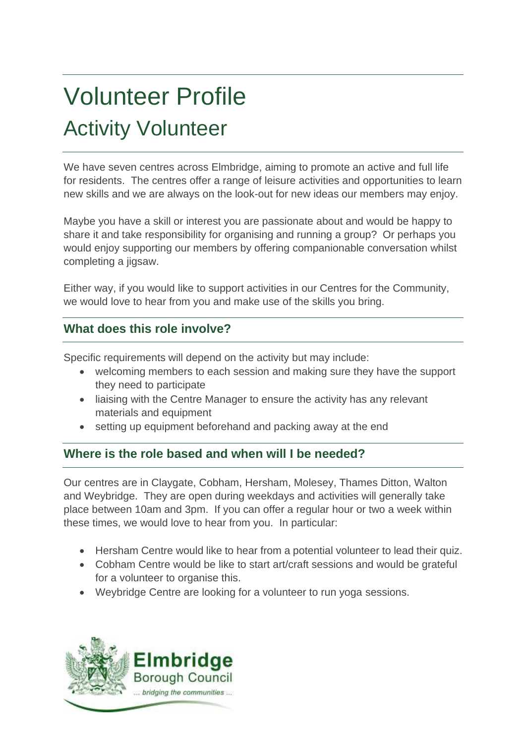# Volunteer Profile

## Activity Volunteer

We have seven centres across Elmbridge, aiming to promote an active and full life for residents. The centres offer a range of leisure activities and opportunities to learn new skills and we are always on the look-out for new ideas our members may enjoy.

Maybe you have a skill or interest you are passionate about and would be happy to share it and take responsibility for organising and running a group? Or perhaps you would enjoy supporting our members by offering companionable conversation whilst completing a jigsaw.

Either way, if you would like to support activities in our Centres for the Community, we would love to hear from you and make use of the skills you bring.

### What does this role involve?

Specific requirements will depend on the activity but may include:

- welcoming members to each session and making sure they have the support they need to participate
- liaising with the Centre Manager to ensure the activity has any relevant materials and equipment
- setting up equipment beforehand and packing away at the end

### Where is the role based and when will I be needed?

Our centres are in Claygate, Cobham, Hersham, Molesey, Thames Ditton, Walton and Weybridge. They are open during weekdays and activities will generally take place between 10am and 3pm. If you can offer a regular hour or two a week within these times, we would love to hear from you. In particular:

- Hersham Centre would like to hear from a potential volunteer to lead their quiz.
- Cobham Centre would be like to start art/craft sessions and would be grateful for a volunteer to organise this.
- Weybridge Centre are looking for a volunteer to run yoga sessions.

Elmbridge Borough Council
... bridging the communities ...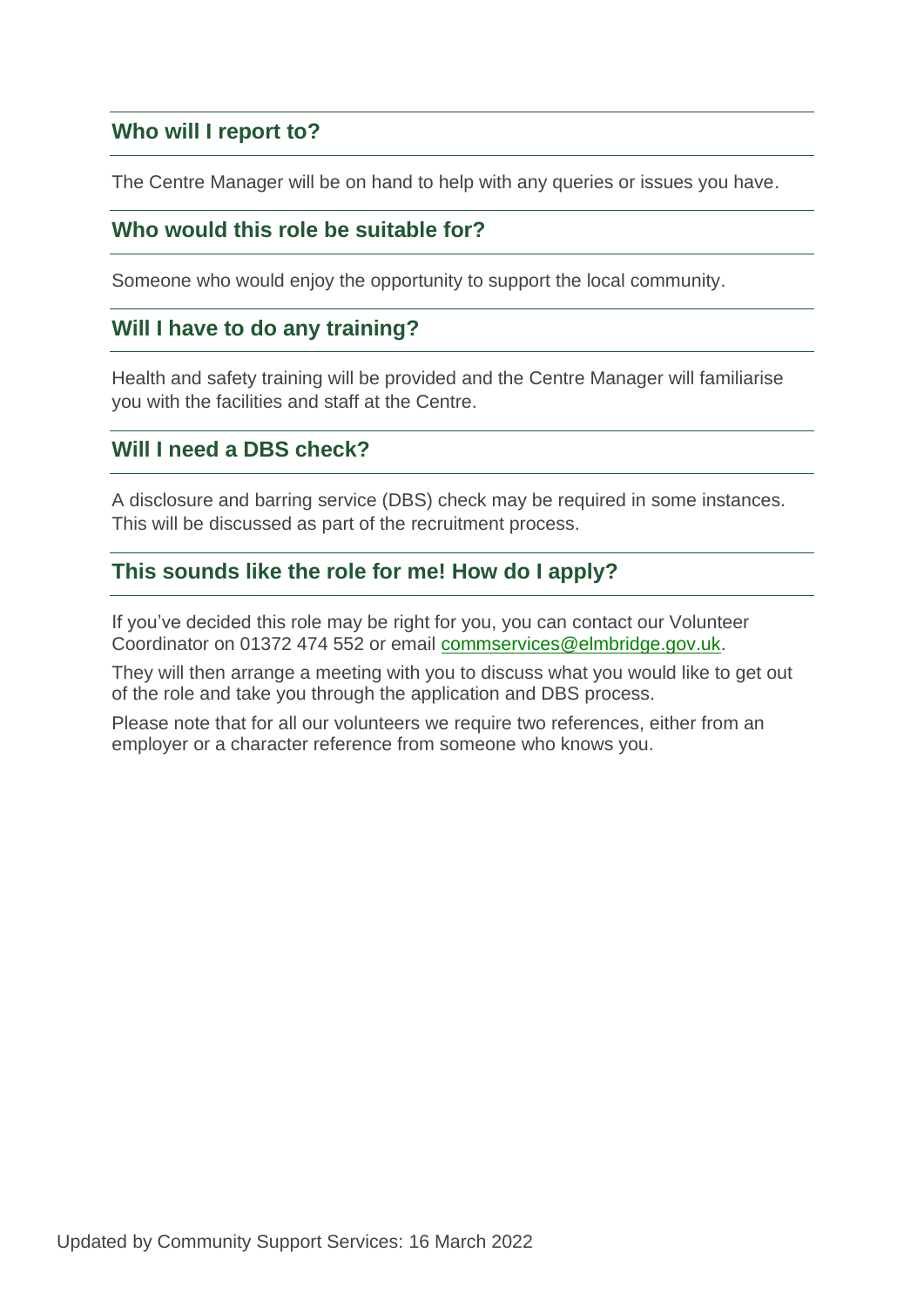## Who will I report to?

The Centre Manager will be on hand to help with any queries or issues you have.

## Who would this role be suitable for?

Someone who would enjoy the opportunity to support the local community.

## Will I have to do any training?

Health and safety training will be provided and the Centre Manager will familiarise you with the facilities and staff at the Centre.

## Will I need a DBS check?

A disclosure and barring service (DBS) check may be required in some instances. This will be discussed as part of the recruitment process.

## This sounds like the role for me! How do I apply?

If you've decided this role may be right for you, you can contact our Volunteer Coordinator on 01372 474 552 or email commservices@elmbridge.gov.uk.

They will then arrange a meeting with you to discuss what you would like to get out of the role and take you through the application and DBS process.

Please note that for all our volunteers we require two references, either from an employer or a character reference from someone who knows you.

Updated by Community Support Services: 16 March 2022